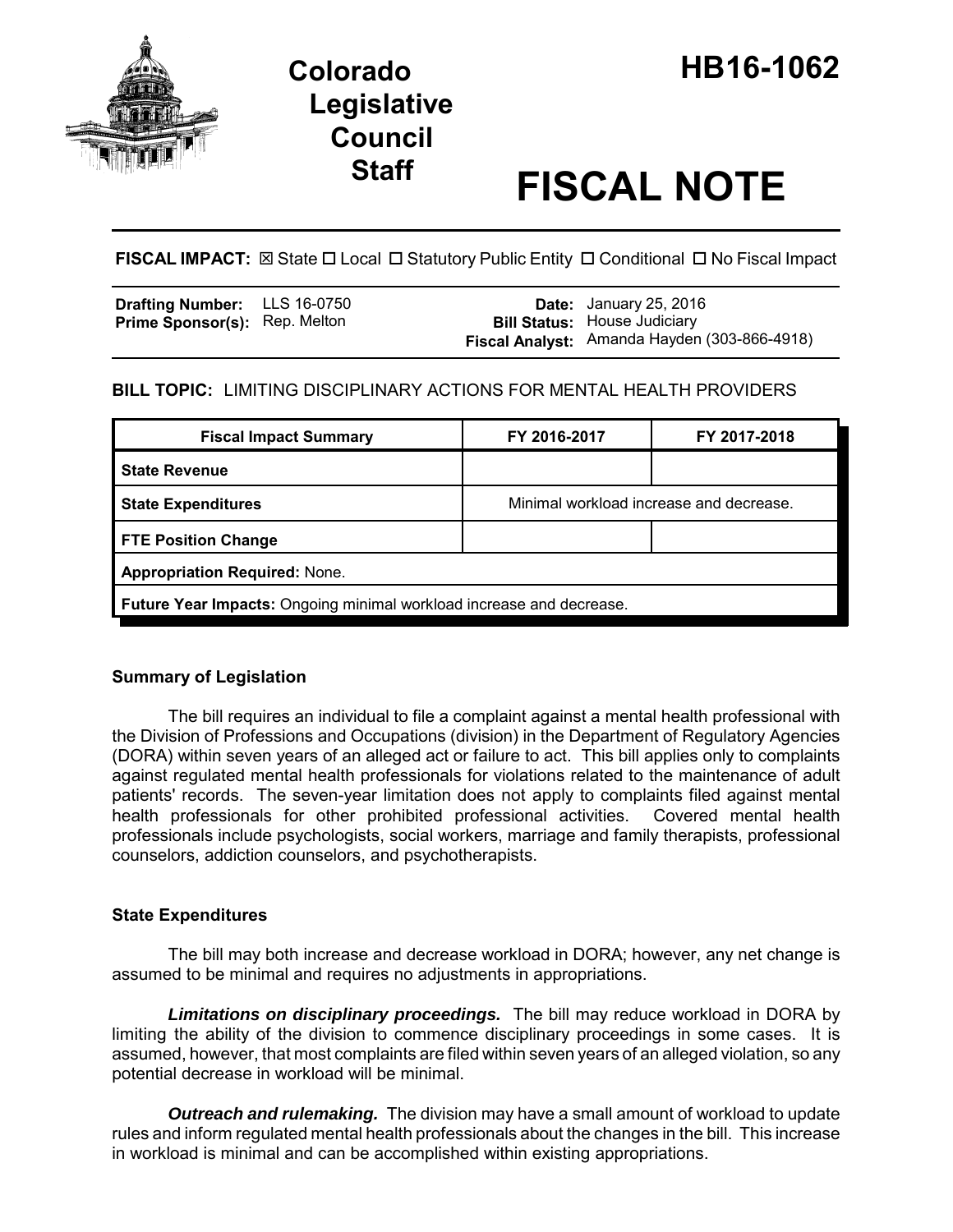# Colorado Legislative Council Staff

# HB16-1062

# FISCAL NOTE

**FISCAL IMPACT:** ☒ State ☐ Local ☐ Statutory Public Entity ☐ Conditional ☐ No Fiscal Impact

| | | | |
|---|---|---|---|
| **Drafting Number:** | LLS 16-0750 | **Date:** | January 25, 2016 |
| **Prime Sponsor(s):** | Rep. Melton | **Bill Status:** | House Judiciary |
| | | **Fiscal Analyst:** | Amanda Hayden (303-866-4918) |

**BILL TOPIC:** LIMITING DISCIPLINARY ACTIONS FOR MENTAL HEALTH PROVIDERS

| Fiscal Impact Summary | FY 2016-2017 | FY 2017-2018 |
|---|---|---|
| **State Revenue** | | |
| **State Expenditures** | Minimal workload increase and decrease. | |
| **FTE Position Change** | | |
| **Appropriation Required:** None. | | |
| **Future Year Impacts:** Ongoing minimal workload increase and decrease. | | |

### Summary of Legislation

The bill requires an individual to file a complaint against a mental health professional with the Division of Professions and Occupations (division) in the Department of Regulatory Agencies (DORA) within seven years of an alleged act or failure to act. This bill applies only to complaints against regulated mental health professionals for violations related to the maintenance of adult patients' records. The seven-year limitation does not apply to complaints filed against mental health professionals for other prohibited professional activities. Covered mental health professionals include psychologists, social workers, marriage and family therapists, professional counselors, addiction counselors, and psychotherapists.

### State Expenditures

The bill may both increase and decrease workload in DORA; however, any net change is assumed to be minimal and requires no adjustments in appropriations.

***Limitations on disciplinary proceedings.*** The bill may reduce workload in DORA by limiting the ability of the division to commence disciplinary proceedings in some cases. It is assumed, however, that most complaints are filed within seven years of an alleged violation, so any potential decrease in workload will be minimal.

***Outreach and rulemaking.*** The division may have a small amount of workload to update rules and inform regulated mental health professionals about the changes in the bill. This increase in workload is minimal and can be accomplished within existing appropriations.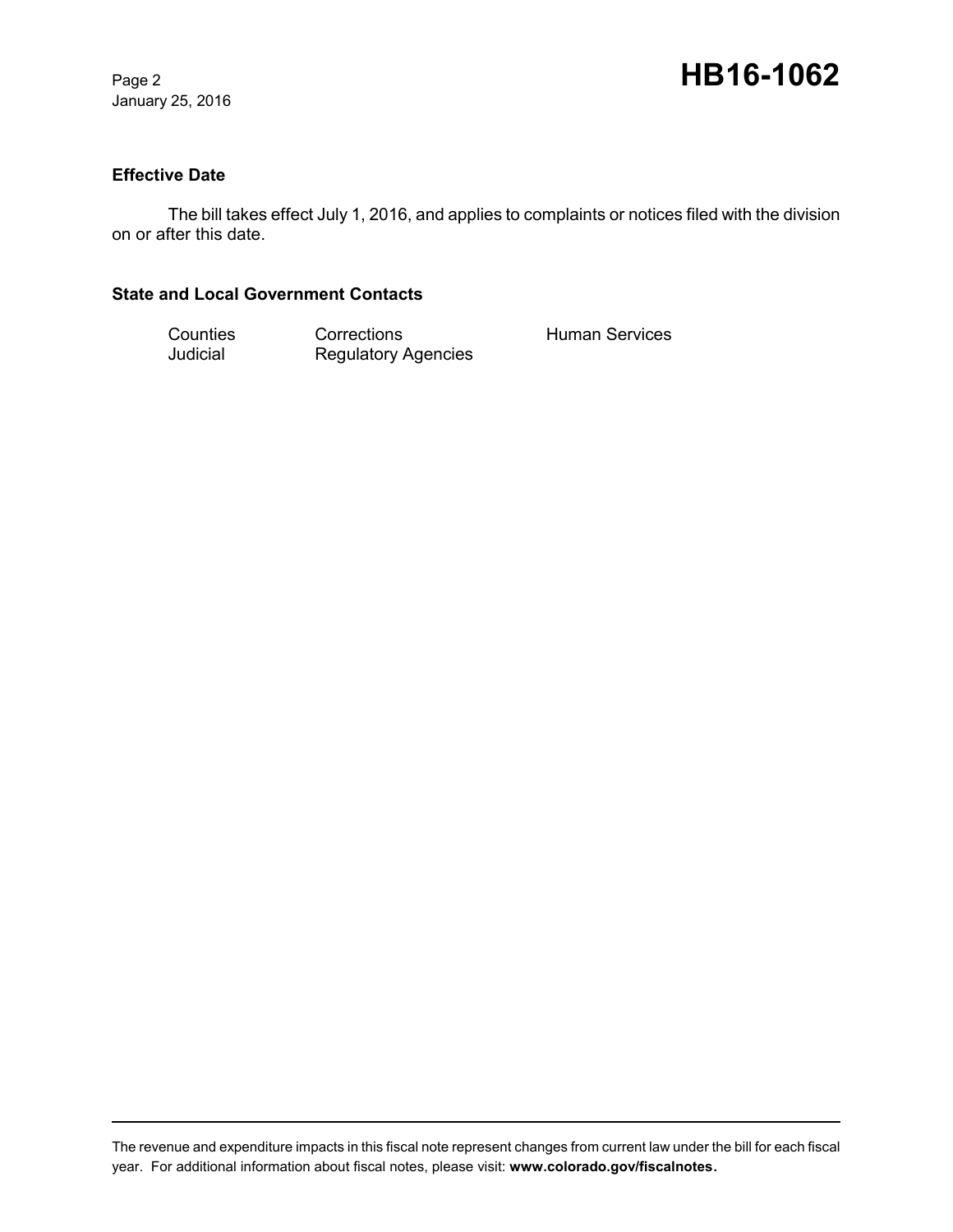## Effective Date

The bill takes effect July 1, 2016, and applies to complaints or notices filed with the division on or after this date.

## State and Local Government Contacts

| | | |
|---|---|---|
| Counties | Corrections | Human Services |
| Judicial | Regulatory Agencies | |

The revenue and expenditure impacts in this fiscal note represent changes from current law under the bill for each fiscal year. For additional information about fiscal notes, please visit: **www.colorado.gov/fiscalnotes.**